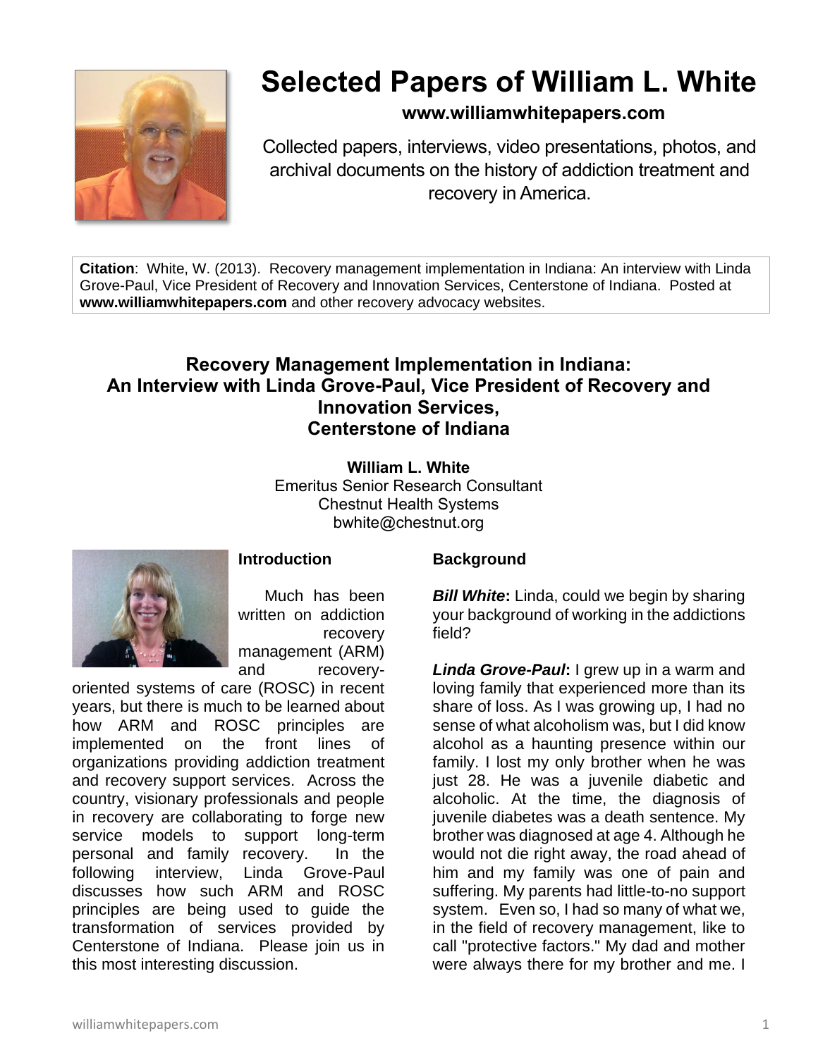# Selected Papers of William L. White

**www.williamwhitepapers.com**

Collected papers, interviews, video presentations, photos, and archival documents on the history of addiction treatment and recovery in America.

**Citation**: White, W. (2013). Recovery management implementation in Indiana: An interview with Linda Grove-Paul, Vice President of Recovery and Innovation Services, Centerstone of Indiana. Posted at **www.williamwhitepapers.com** and other recovery advocacy websites.

## Recovery Management Implementation in Indiana: An Interview with Linda Grove-Paul, Vice President of Recovery and Innovation Services, Centerstone of Indiana

**William L. White**
Emeritus Senior Research Consultant
Chestnut Health Systems
bwhite@chestnut.org

### Introduction

Much has been written on addiction recovery management (ARM) and recovery-oriented systems of care (ROSC) in recent years, but there is much to be learned about how ARM and ROSC principles are implemented on the front lines of organizations providing addiction treatment and recovery support services. Across the country, visionary professionals and people in recovery are collaborating to forge new service models to support long-term personal and family recovery. In the following interview, Linda Grove-Paul discusses how such ARM and ROSC principles are being used to guide the transformation of services provided by Centerstone of Indiana. Please join us in this most interesting discussion.

### Background

***Bill White*:** Linda, could we begin by sharing your background of working in the addictions field?

***Linda Grove-Paul*:** I grew up in a warm and loving family that experienced more than its share of loss. As I was growing up, I had no sense of what alcoholism was, but I did know alcohol as a haunting presence within our family. I lost my only brother when he was just 28. He was a juvenile diabetic and alcoholic. At the time, the diagnosis of juvenile diabetes was a death sentence. My brother was diagnosed at age 4. Although he would not die right away, the road ahead of him and my family was one of pain and suffering. My parents had little-to-no support system. Even so, I had so many of what we, in the field of recovery management, like to call "protective factors." My dad and mother were always there for my brother and me. I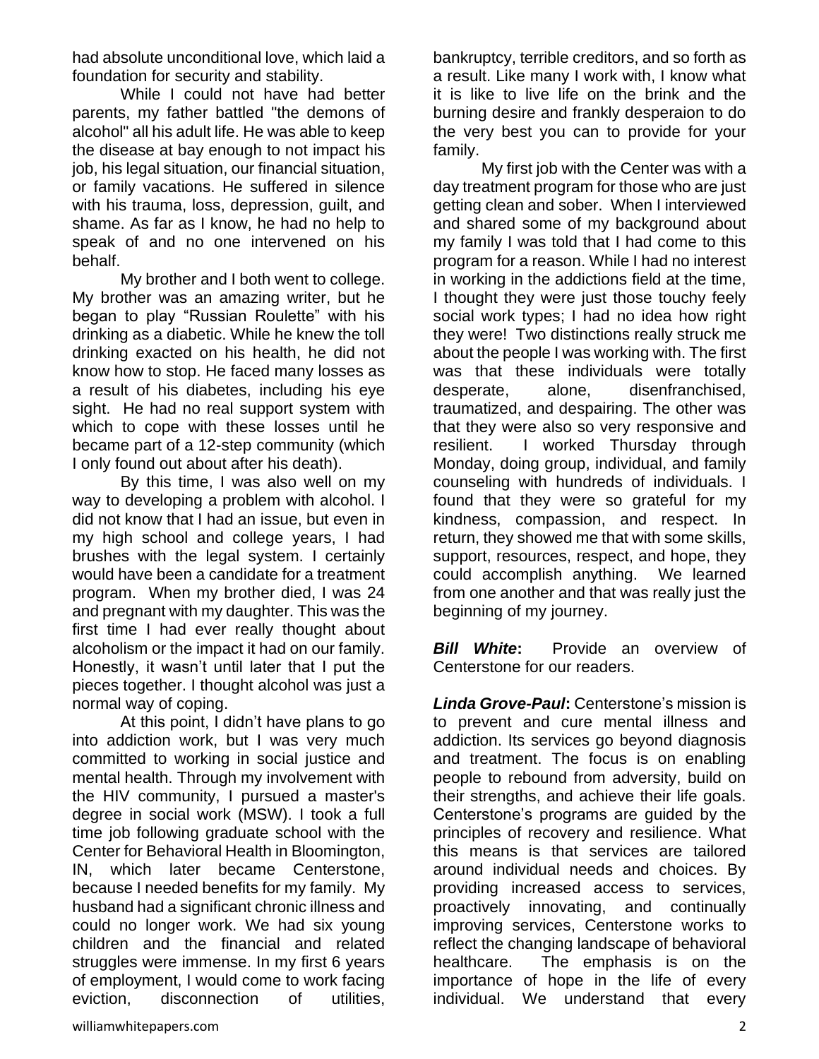had absolute unconditional love, which laid a foundation for security and stability.

While I could not have had better parents, my father battled "the demons of alcohol" all his adult life. He was able to keep the disease at bay enough to not impact his job, his legal situation, our financial situation, or family vacations. He suffered in silence with his trauma, loss, depression, guilt, and shame. As far as I know, he had no help to speak of and no one intervened on his behalf.

My brother and I both went to college. My brother was an amazing writer, but he began to play "Russian Roulette" with his drinking as a diabetic. While he knew the toll drinking exacted on his health, he did not know how to stop. He faced many losses as a result of his diabetes, including his eye sight. He had no real support system with which to cope with these losses until he became part of a 12-step community (which I only found out about after his death).

By this time, I was also well on my way to developing a problem with alcohol. I did not know that I had an issue, but even in my high school and college years, I had brushes with the legal system. I certainly would have been a candidate for a treatment program. When my brother died, I was 24 and pregnant with my daughter. This was the first time I had ever really thought about alcoholism or the impact it had on our family. Honestly, it wasn't until later that I put the pieces together. I thought alcohol was just a normal way of coping.

At this point, I didn't have plans to go into addiction work, but I was very much committed to working in social justice and mental health. Through my involvement with the HIV community, I pursued a master's degree in social work (MSW). I took a full time job following graduate school with the Center for Behavioral Health in Bloomington, IN, which later became Centerstone, because I needed benefits for my family. My husband had a significant chronic illness and could no longer work. We had six young children and the financial and related struggles were immense. In my first 6 years of employment, I would come to work facing eviction, disconnection of utilities, bankruptcy, terrible creditors, and so forth as a result. Like many I work with, I know what it is like to live life on the brink and the burning desire and frankly desperaion to do the very best you can to provide for your family.

My first job with the Center was with a day treatment program for those who are just getting clean and sober. When I interviewed and shared some of my background about my family I was told that I had come to this program for a reason. While I had no interest in working in the addictions field at the time, I thought they were just those touchy feely social work types; I had no idea how right they were! Two distinctions really struck me about the people I was working with. The first was that these individuals were totally desperate, alone, disenfranchised, traumatized, and despairing. The other was that they were also so very responsive and resilient. I worked Thursday through Monday, doing group, individual, and family counseling with hundreds of individuals. I found that they were so grateful for my kindness, compassion, and respect. In return, they showed me that with some skills, support, resources, respect, and hope, they could accomplish anything. We learned from one another and that was really just the beginning of my journey.

***Bill White*:** Provide an overview of Centerstone for our readers.

***Linda Grove-Paul*:** Centerstone's mission is to prevent and cure mental illness and addiction. Its services go beyond diagnosis and treatment. The focus is on enabling people to rebound from adversity, build on their strengths, and achieve their life goals. Centerstone's programs are guided by the principles of recovery and resilience. What this means is that services are tailored around individual needs and choices. By providing increased access to services, proactively innovating, and continually improving services, Centerstone works to reflect the changing landscape of behavioral healthcare. The emphasis is on the importance of hope in the life of every individual. We understand that every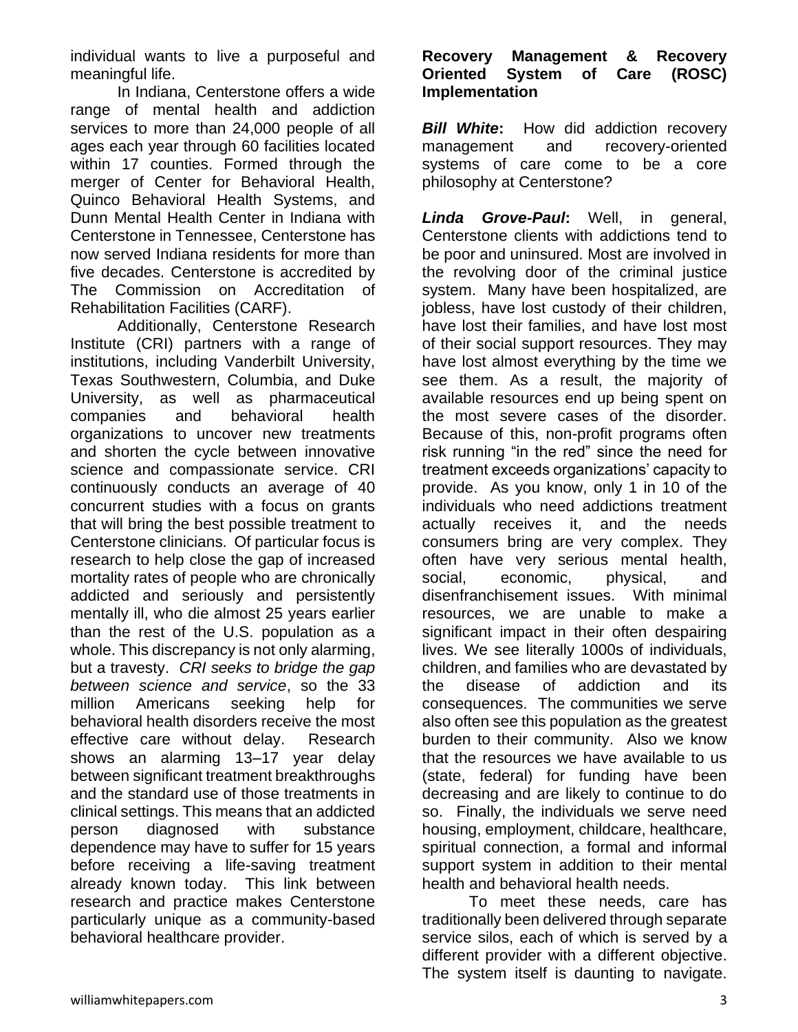individual wants to live a purposeful and meaningful life.

In Indiana, Centerstone offers a wide range of mental health and addiction services to more than 24,000 people of all ages each year through 60 facilities located within 17 counties. Formed through the merger of Center for Behavioral Health, Quinco Behavioral Health Systems, and Dunn Mental Health Center in Indiana with Centerstone in Tennessee, Centerstone has now served Indiana residents for more than five decades. Centerstone is accredited by The Commission on Accreditation of Rehabilitation Facilities (CARF).

Additionally, Centerstone Research Institute (CRI) partners with a range of institutions, including Vanderbilt University, Texas Southwestern, Columbia, and Duke University, as well as pharmaceutical companies and behavioral health organizations to uncover new treatments and shorten the cycle between innovative science and compassionate service. CRI continuously conducts an average of 40 concurrent studies with a focus on grants that will bring the best possible treatment to Centerstone clinicians. Of particular focus is research to help close the gap of increased mortality rates of people who are chronically addicted and seriously and persistently mentally ill, who die almost 25 years earlier than the rest of the U.S. population as a whole. This discrepancy is not only alarming, but a travesty. *CRI seeks to bridge the gap between science and service*, so the 33 million Americans seeking help for behavioral health disorders receive the most effective care without delay. Research shows an alarming 13–17 year delay between significant treatment breakthroughs and the standard use of those treatments in clinical settings. This means that an addicted person diagnosed with substance dependence may have to suffer for 15 years before receiving a life-saving treatment already known today. This link between research and practice makes Centerstone particularly unique as a community-based behavioral healthcare provider.

**Recovery Management & Recovery Oriented System of Care (ROSC) Implementation**

***Bill White*:** How did addiction recovery management and recovery-oriented systems of care come to be a core philosophy at Centerstone?

***Linda Grove-Paul*:** Well, in general, Centerstone clients with addictions tend to be poor and uninsured. Most are involved in the revolving door of the criminal justice system. Many have been hospitalized, are jobless, have lost custody of their children, have lost their families, and have lost most of their social support resources. They may have lost almost everything by the time we see them. As a result, the majority of available resources end up being spent on the most severe cases of the disorder. Because of this, non-profit programs often risk running "in the red" since the need for treatment exceeds organizations' capacity to provide. As you know, only 1 in 10 of the individuals who need addictions treatment actually receives it, and the needs consumers bring are very complex. They often have very serious mental health, social, economic, physical, and disenfranchisement issues. With minimal resources, we are unable to make a significant impact in their often despairing lives. We see literally 1000s of individuals, children, and families who are devastated by the disease of addiction and its consequences. The communities we serve also often see this population as the greatest burden to their community. Also we know that the resources we have available to us (state, federal) for funding have been decreasing and are likely to continue to do so. Finally, the individuals we serve need housing, employment, childcare, healthcare, spiritual connection, a formal and informal support system in addition to their mental health and behavioral health needs.

To meet these needs, care has traditionally been delivered through separate service silos, each of which is served by a different provider with a different objective. The system itself is daunting to navigate.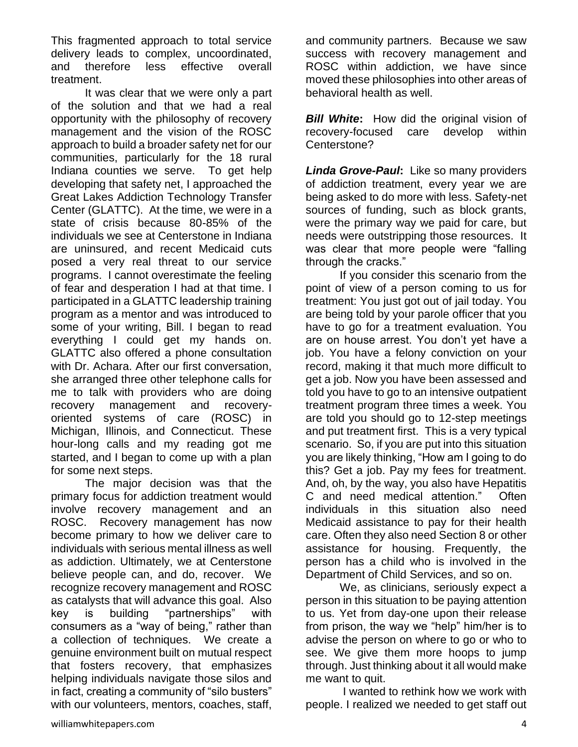This fragmented approach to total service delivery leads to complex, uncoordinated, and therefore less effective overall treatment.

It was clear that we were only a part of the solution and that we had a real opportunity with the philosophy of recovery management and the vision of the ROSC approach to build a broader safety net for our communities, particularly for the 18 rural Indiana counties we serve. To get help developing that safety net, I approached the Great Lakes Addiction Technology Transfer Center (GLATTC). At the time, we were in a state of crisis because 80-85% of the individuals we see at Centerstone in Indiana are uninsured, and recent Medicaid cuts posed a very real threat to our service programs. I cannot overestimate the feeling of fear and desperation I had at that time. I participated in a GLATTC leadership training program as a mentor and was introduced to some of your writing, Bill. I began to read everything I could get my hands on. GLATTC also offered a phone consultation with Dr. Achara. After our first conversation, she arranged three other telephone calls for me to talk with providers who are doing recovery management and recovery-oriented systems of care (ROSC) in Michigan, Illinois, and Connecticut. These hour-long calls and my reading got me started, and I began to come up with a plan for some next steps.

The major decision was that the primary focus for addiction treatment would involve recovery management and an ROSC. Recovery management has now become primary to how we deliver care to individuals with serious mental illness as well as addiction. Ultimately, we at Centerstone believe people can, and do, recover. We recognize recovery management and ROSC as catalysts that will advance this goal. Also key is building "partnerships" with consumers as a "way of being," rather than a collection of techniques. We create a genuine environment built on mutual respect that fosters recovery, that emphasizes helping individuals navigate those silos and in fact, creating a community of "silo busters" with our volunteers, mentors, coaches, staff, and community partners. Because we saw success with recovery management and ROSC within addiction, we have since moved these philosophies into other areas of behavioral health as well.

***Bill White*:** How did the original vision of recovery-focused care develop within Centerstone?

***Linda Grove-Paul*:** Like so many providers of addiction treatment, every year we are being asked to do more with less. Safety-net sources of funding, such as block grants, were the primary way we paid for care, but needs were outstripping those resources. It was clear that more people were "falling through the cracks."

If you consider this scenario from the point of view of a person coming to us for treatment: You just got out of jail today. You are being told by your parole officer that you have to go for a treatment evaluation. You are on house arrest. You don't yet have a job. You have a felony conviction on your record, making it that much more difficult to get a job. Now you have been assessed and told you have to go to an intensive outpatient treatment program three times a week. You are told you should go to 12-step meetings and put treatment first. This is a very typical scenario. So, if you are put into this situation you are likely thinking, "How am I going to do this? Get a job. Pay my fees for treatment. And, oh, by the way, you also have Hepatitis C and need medical attention." Often individuals in this situation also need Medicaid assistance to pay for their health care. Often they also need Section 8 or other assistance for housing. Frequently, the person has a child who is involved in the Department of Child Services, and so on.

We, as clinicians, seriously expect a person in this situation to be paying attention to us. Yet from day-one upon their release from prison, the way we "help" him/her is to advise the person on where to go or who to see. We give them more hoops to jump through. Just thinking about it all would make me want to quit.

I wanted to rethink how we work with people. I realized we needed to get staff out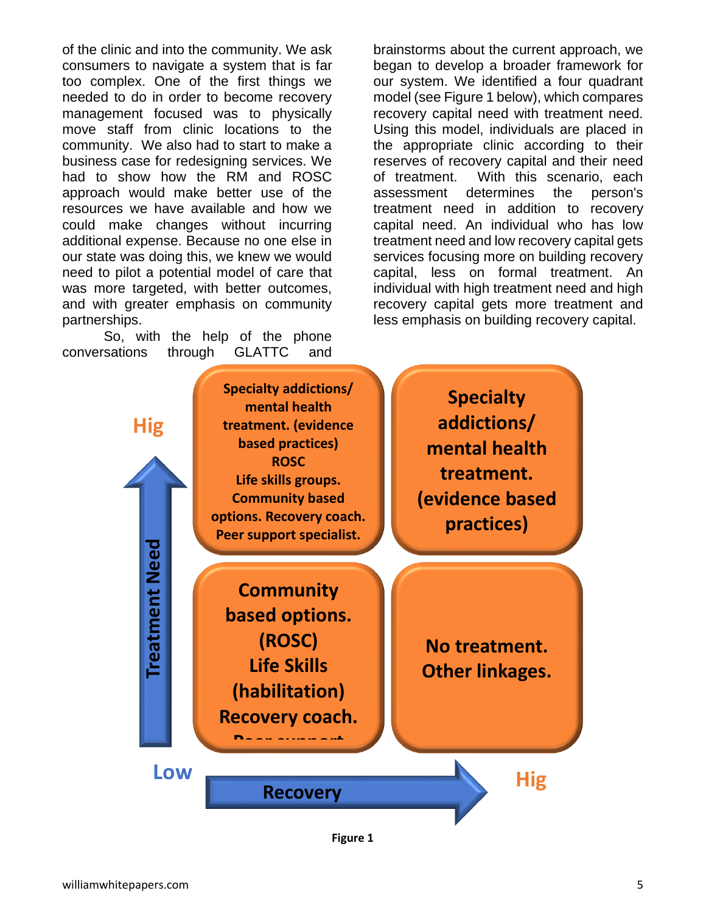of the clinic and into the community. We ask consumers to navigate a system that is far too complex. One of the first things we needed to do in order to become recovery management focused was to physically move staff from clinic locations to the community. We also had to start to make a business case for redesigning services. We had to show how the RM and ROSC approach would make better use of the resources we have available and how we could make changes without incurring additional expense. Because no one else in our state was doing this, we knew we would need to pilot a potential model of care that was more targeted, with better outcomes, and with greater emphasis on community partnerships.

So, with the help of the phone conversations through GLATTC and brainstorms about the current approach, we began to develop a broader framework for our system. We identified a four quadrant model (see Figure 1 below), which compares recovery capital need with treatment need. Using this model, individuals are placed in the appropriate clinic according to their reserves of recovery capital and their need of treatment. With this scenario, each assessment determines the person's treatment need in addition to recovery capital need. An individual who has low treatment need and low recovery capital gets services focusing more on building recovery capital, less on formal treatment. An individual with high treatment need and high recovery capital gets more treatment and less emphasis on building recovery capital.

| Treatment Need ↑ | Low Recovery | High Recovery |
| --- | --- | --- |
| **High** | Specialty addictions/ mental health treatment. (evidence based practices) ROSC Life skills groups. Community based options. Recovery coach. Peer support specialist. | Specialty addictions/ mental health treatment. (evidence based practices) |
| **Low** | Community based options. (ROSC) Life Skills (habilitation) Recovery coach. Peer support | No treatment. Other linkages. |

**Figure 1**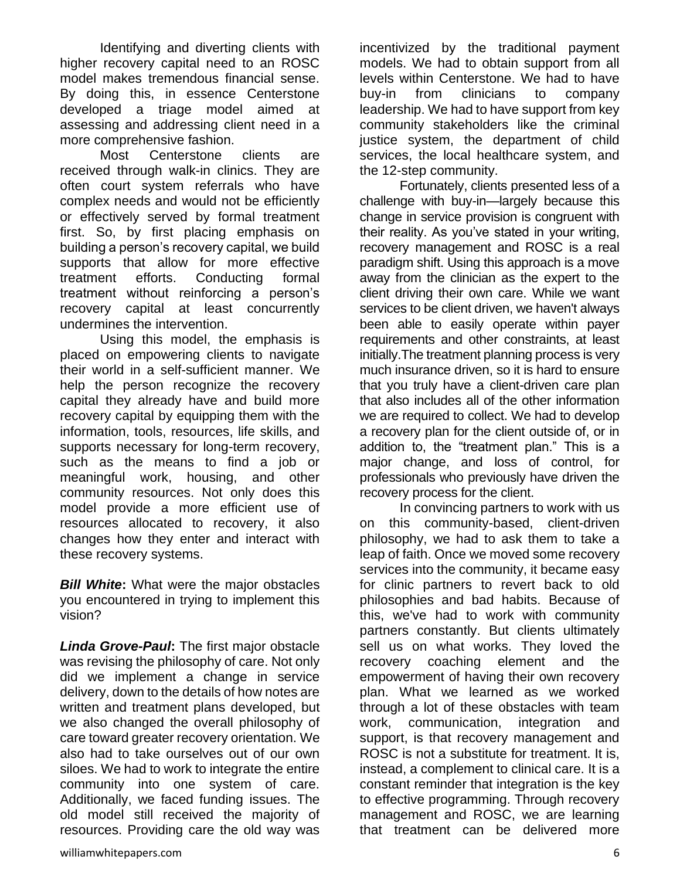Identifying and diverting clients with higher recovery capital need to an ROSC model makes tremendous financial sense. By doing this, in essence Centerstone developed a triage model aimed at assessing and addressing client need in a more comprehensive fashion.

Most Centerstone clients are received through walk-in clinics. They are often court system referrals who have complex needs and would not be efficiently or effectively served by formal treatment first. So, by first placing emphasis on building a person's recovery capital, we build supports that allow for more effective treatment efforts. Conducting formal treatment without reinforcing a person's recovery capital at least concurrently undermines the intervention.

Using this model, the emphasis is placed on empowering clients to navigate their world in a self-sufficient manner. We help the person recognize the recovery capital they already have and build more recovery capital by equipping them with the information, tools, resources, life skills, and supports necessary for long-term recovery, such as the means to find a job or meaningful work, housing, and other community resources. Not only does this model provide a more efficient use of resources allocated to recovery, it also changes how they enter and interact with these recovery systems.

***Bill White*:** What were the major obstacles you encountered in trying to implement this vision?

***Linda Grove-Paul*:** The first major obstacle was revising the philosophy of care. Not only did we implement a change in service delivery, down to the details of how notes are written and treatment plans developed, but we also changed the overall philosophy of care toward greater recovery orientation. We also had to take ourselves out of our own siloes. We had to work to integrate the entire community into one system of care. Additionally, we faced funding issues. The old model still received the majority of resources. Providing care the old way was incentivized by the traditional payment models. We had to obtain support from all levels within Centerstone. We had to have buy-in from clinicians to company leadership. We had to have support from key community stakeholders like the criminal justice system, the department of child services, the local healthcare system, and the 12-step community.

Fortunately, clients presented less of a challenge with buy-in—largely because this change in service provision is congruent with their reality. As you've stated in your writing, recovery management and ROSC is a real paradigm shift. Using this approach is a move away from the clinician as the expert to the client driving their own care. While we want services to be client driven, we haven't always been able to easily operate within payer requirements and other constraints, at least initially.The treatment planning process is very much insurance driven, so it is hard to ensure that you truly have a client-driven care plan that also includes all of the other information we are required to collect. We had to develop a recovery plan for the client outside of, or in addition to, the "treatment plan." This is a major change, and loss of control, for professionals who previously have driven the recovery process for the client.

In convincing partners to work with us on this community-based, client-driven philosophy, we had to ask them to take a leap of faith. Once we moved some recovery services into the community, it became easy for clinic partners to revert back to old philosophies and bad habits. Because of this, we've had to work with community partners constantly. But clients ultimately sell us on what works. They loved the recovery coaching element and the empowerment of having their own recovery plan. What we learned as we worked through a lot of these obstacles with team work, communication, integration and support, is that recovery management and ROSC is not a substitute for treatment. It is, instead, a complement to clinical care. It is a constant reminder that integration is the key to effective programming. Through recovery management and ROSC, we are learning that treatment can be delivered more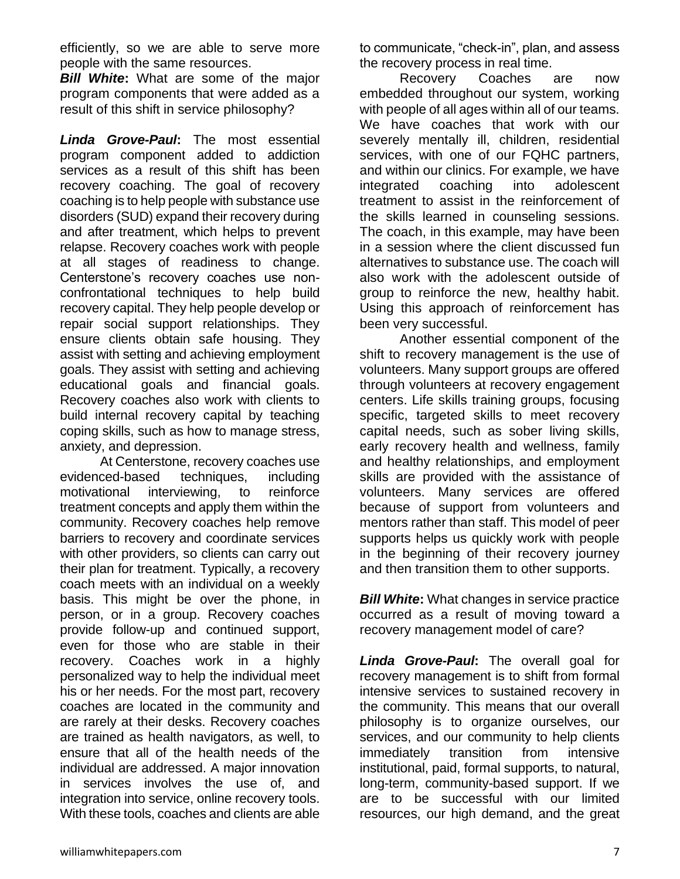efficiently, so we are able to serve more people with the same resources.

***Bill White*:** What are some of the major program components that were added as a result of this shift in service philosophy?

***Linda Grove-Paul*:** The most essential program component added to addiction services as a result of this shift has been recovery coaching. The goal of recovery coaching is to help people with substance use disorders (SUD) expand their recovery during and after treatment, which helps to prevent relapse. Recovery coaches work with people at all stages of readiness to change. Centerstone's recovery coaches use non-confrontational techniques to help build recovery capital. They help people develop or repair social support relationships. They ensure clients obtain safe housing. They assist with setting and achieving employment goals. They assist with setting and achieving educational goals and financial goals. Recovery coaches also work with clients to build internal recovery capital by teaching coping skills, such as how to manage stress, anxiety, and depression.

At Centerstone, recovery coaches use evidenced-based techniques, including motivational interviewing, to reinforce treatment concepts and apply them within the community. Recovery coaches help remove barriers to recovery and coordinate services with other providers, so clients can carry out their plan for treatment. Typically, a recovery coach meets with an individual on a weekly basis. This might be over the phone, in person, or in a group. Recovery coaches provide follow-up and continued support, even for those who are stable in their recovery. Coaches work in a highly personalized way to help the individual meet his or her needs. For the most part, recovery coaches are located in the community and are rarely at their desks. Recovery coaches are trained as health navigators, as well, to ensure that all of the health needs of the individual are addressed. A major innovation in services involves the use of, and integration into service, online recovery tools. With these tools, coaches and clients are able to communicate, "check-in", plan, and assess the recovery process in real time.

Recovery Coaches are now embedded throughout our system, working with people of all ages within all of our teams. We have coaches that work with our severely mentally ill, children, residential services, with one of our FQHC partners, and within our clinics. For example, we have integrated coaching into adolescent treatment to assist in the reinforcement of the skills learned in counseling sessions. The coach, in this example, may have been in a session where the client discussed fun alternatives to substance use. The coach will also work with the adolescent outside of group to reinforce the new, healthy habit. Using this approach of reinforcement has been very successful.

Another essential component of the shift to recovery management is the use of volunteers. Many support groups are offered through volunteers at recovery engagement centers. Life skills training groups, focusing specific, targeted skills to meet recovery capital needs, such as sober living skills, early recovery health and wellness, family and healthy relationships, and employment skills are provided with the assistance of volunteers. Many services are offered because of support from volunteers and mentors rather than staff. This model of peer supports helps us quickly work with people in the beginning of their recovery journey and then transition them to other supports.

***Bill White*:** What changes in service practice occurred as a result of moving toward a recovery management model of care?

***Linda Grove-Paul*:** The overall goal for recovery management is to shift from formal intensive services to sustained recovery in the community. This means that our overall philosophy is to organize ourselves, our services, and our community to help clients immediately transition from intensive institutional, paid, formal supports, to natural, long-term, community-based support. If we are to be successful with our limited resources, our high demand, and the great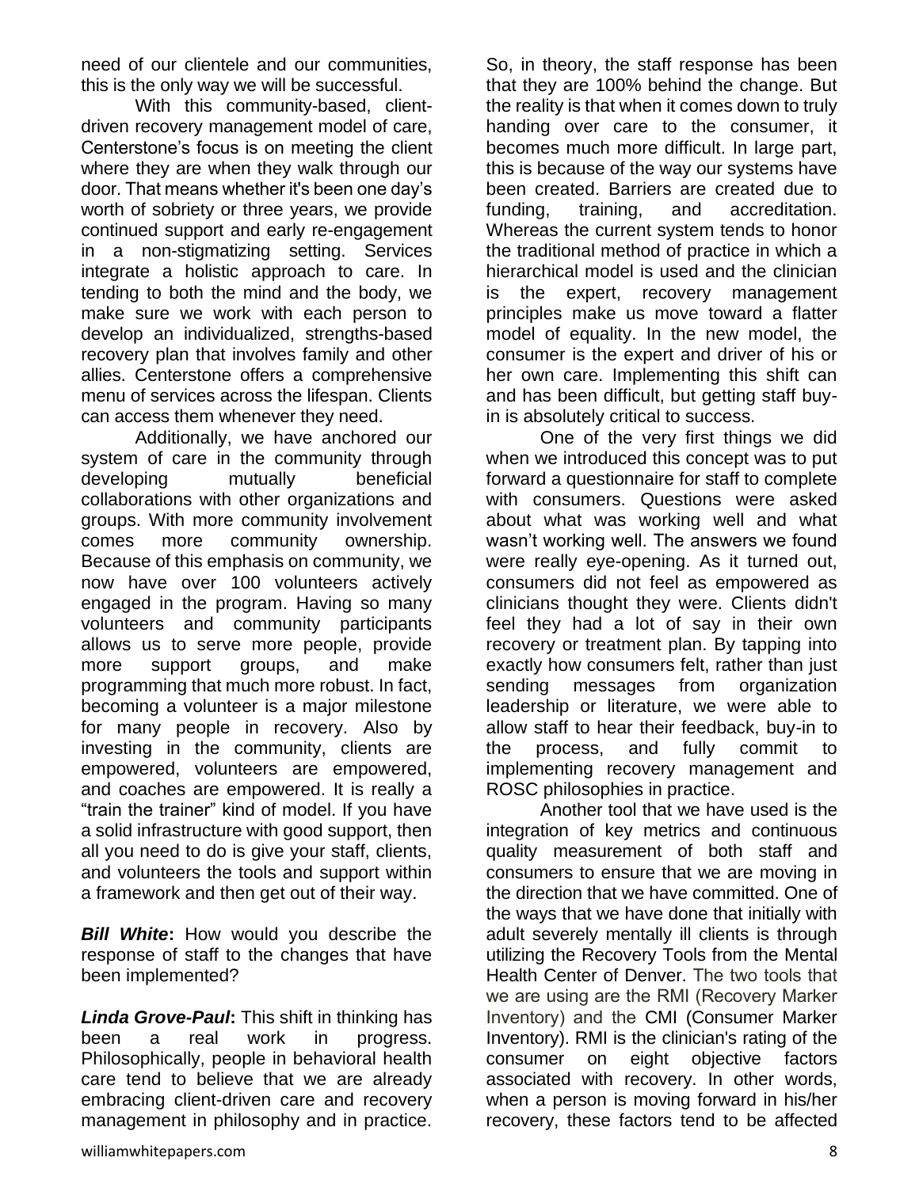need of our clientele and our communities, this is the only way we will be successful.

With this community-based, client-driven recovery management model of care, Centerstone's focus is on meeting the client where they are when they walk through our door. That means whether it's been one day's worth of sobriety or three years, we provide continued support and early re-engagement in a non-stigmatizing setting. Services integrate a holistic approach to care. In tending to both the mind and the body, we make sure we work with each person to develop an individualized, strengths-based recovery plan that involves family and other allies. Centerstone offers a comprehensive menu of services across the lifespan. Clients can access them whenever they need.

Additionally, we have anchored our system of care in the community through developing mutually beneficial collaborations with other organizations and groups. With more community involvement comes more community ownership. Because of this emphasis on community, we now have over 100 volunteers actively engaged in the program. Having so many volunteers and community participants allows us to serve more people, provide more support groups, and make programming that much more robust. In fact, becoming a volunteer is a major milestone for many people in recovery. Also by investing in the community, clients are empowered, volunteers are empowered, and coaches are empowered. It is really a "train the trainer" kind of model. If you have a solid infrastructure with good support, then all you need to do is give your staff, clients, and volunteers the tools and support within a framework and then get out of their way.

***Bill White*:** How would you describe the response of staff to the changes that have been implemented?

***Linda Grove-Paul*:** This shift in thinking has been a real work in progress. Philosophically, people in behavioral health care tend to believe that we are already embracing client-driven care and recovery management in philosophy and in practice. So, in theory, the staff response has been that they are 100% behind the change. But the reality is that when it comes down to truly handing over care to the consumer, it becomes much more difficult. In large part, this is because of the way our systems have been created. Barriers are created due to funding, training, and accreditation. Whereas the current system tends to honor the traditional method of practice in which a hierarchical model is used and the clinician is the expert, recovery management principles make us move toward a flatter model of equality. In the new model, the consumer is the expert and driver of his or her own care. Implementing this shift can and has been difficult, but getting staff buy-in is absolutely critical to success.

One of the very first things we did when we introduced this concept was to put forward a questionnaire for staff to complete with consumers. Questions were asked about what was working well and what wasn't working well. The answers we found were really eye-opening. As it turned out, consumers did not feel as empowered as clinicians thought they were. Clients didn't feel they had a lot of say in their own recovery or treatment plan. By tapping into exactly how consumers felt, rather than just sending messages from organization leadership or literature, we were able to allow staff to hear their feedback, buy-in to the process, and fully commit to implementing recovery management and ROSC philosophies in practice.

Another tool that we have used is the integration of key metrics and continuous quality measurement of both staff and consumers to ensure that we are moving in the direction that we have committed. One of the ways that we have done that initially with adult severely mentally ill clients is through utilizing the Recovery Tools from the Mental Health Center of Denver. The two tools that we are using are the RMI (Recovery Marker Inventory) and the CMI (Consumer Marker Inventory). RMI is the clinician's rating of the consumer on eight objective factors associated with recovery. In other words, when a person is moving forward in his/her recovery, these factors tend to be affected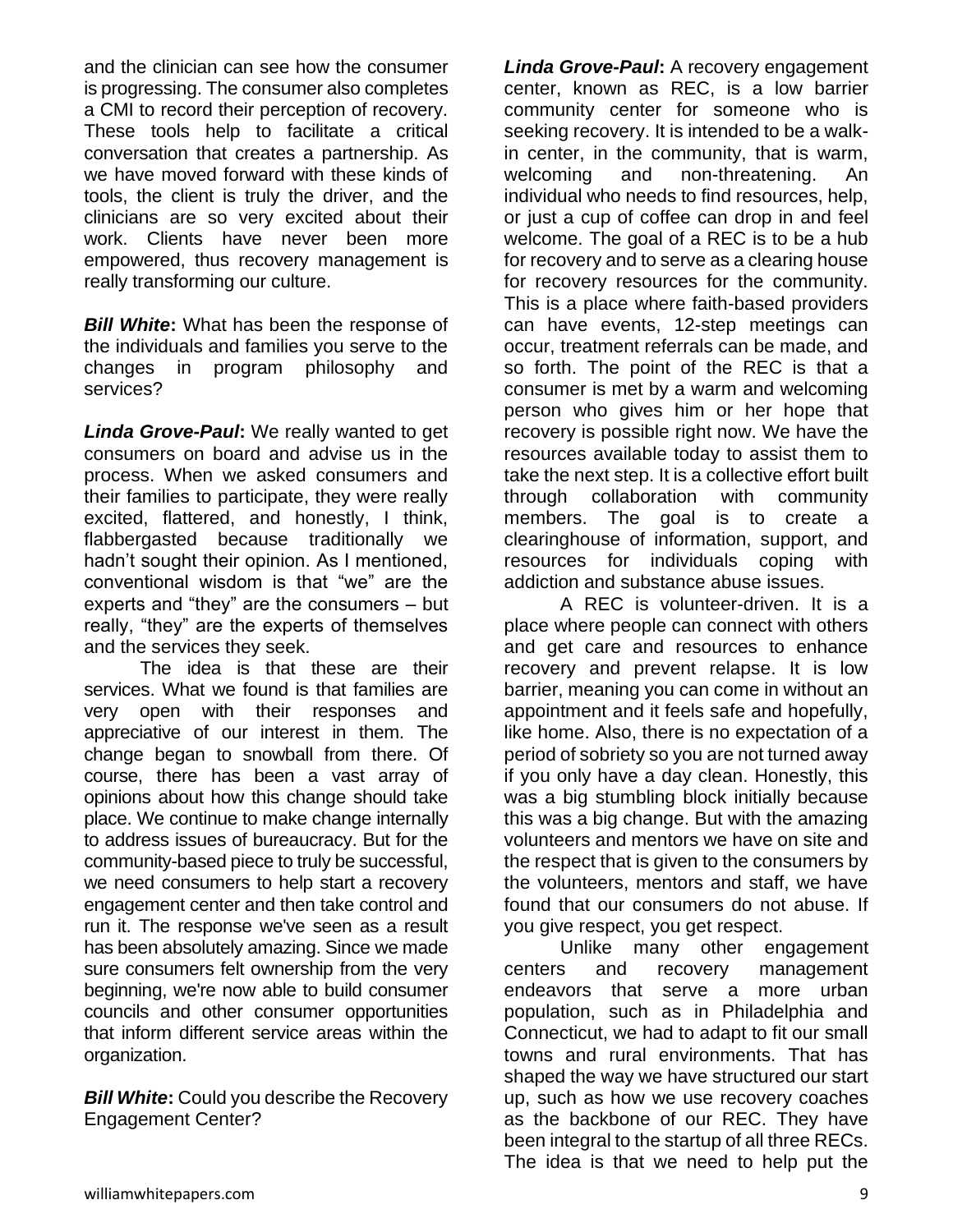and the clinician can see how the consumer is progressing. The consumer also completes a CMI to record their perception of recovery. These tools help to facilitate a critical conversation that creates a partnership. As we have moved forward with these kinds of tools, the client is truly the driver, and the clinicians are so very excited about their work. Clients have never been more empowered, thus recovery management is really transforming our culture.

***Bill White*:** What has been the response of the individuals and families you serve to the changes in program philosophy and services?

***Linda Grove-Paul*:** We really wanted to get consumers on board and advise us in the process. When we asked consumers and their families to participate, they were really excited, flattered, and honestly, I think, flabbergasted because traditionally we hadn't sought their opinion. As I mentioned, conventional wisdom is that "we" are the experts and "they" are the consumers – but really, "they" are the experts of themselves and the services they seek.

The idea is that these are their services. What we found is that families are very open with their responses and appreciative of our interest in them. The change began to snowball from there. Of course, there has been a vast array of opinions about how this change should take place. We continue to make change internally to address issues of bureaucracy. But for the community-based piece to truly be successful, we need consumers to help start a recovery engagement center and then take control and run it. The response we've seen as a result has been absolutely amazing. Since we made sure consumers felt ownership from the very beginning, we're now able to build consumer councils and other consumer opportunities that inform different service areas within the organization.

***Bill White*:** Could you describe the Recovery Engagement Center?

***Linda Grove-Paul*:** A recovery engagement center, known as REC, is a low barrier community center for someone who is seeking recovery. It is intended to be a walk-in center, in the community, that is warm, welcoming and non-threatening. An individual who needs to find resources, help, or just a cup of coffee can drop in and feel welcome. The goal of a REC is to be a hub for recovery and to serve as a clearing house for recovery resources for the community. This is a place where faith-based providers can have events, 12-step meetings can occur, treatment referrals can be made, and so forth. The point of the REC is that a consumer is met by a warm and welcoming person who gives him or her hope that recovery is possible right now. We have the resources available today to assist them to take the next step. It is a collective effort built through collaboration with community members. The goal is to create a clearinghouse of information, support, and resources for individuals coping with addiction and substance abuse issues.

A REC is volunteer-driven. It is a place where people can connect with others and get care and resources to enhance recovery and prevent relapse. It is low barrier, meaning you can come in without an appointment and it feels safe and hopefully, like home. Also, there is no expectation of a period of sobriety so you are not turned away if you only have a day clean. Honestly, this was a big stumbling block initially because this was a big change. But with the amazing volunteers and mentors we have on site and the respect that is given to the consumers by the volunteers, mentors and staff, we have found that our consumers do not abuse. If you give respect, you get respect.

Unlike many other engagement centers and recovery management endeavors that serve a more urban population, such as in Philadelphia and Connecticut, we had to adapt to fit our small towns and rural environments. That has shaped the way we have structured our start up, such as how we use recovery coaches as the backbone of our REC. They have been integral to the startup of all three RECs. The idea is that we need to help put the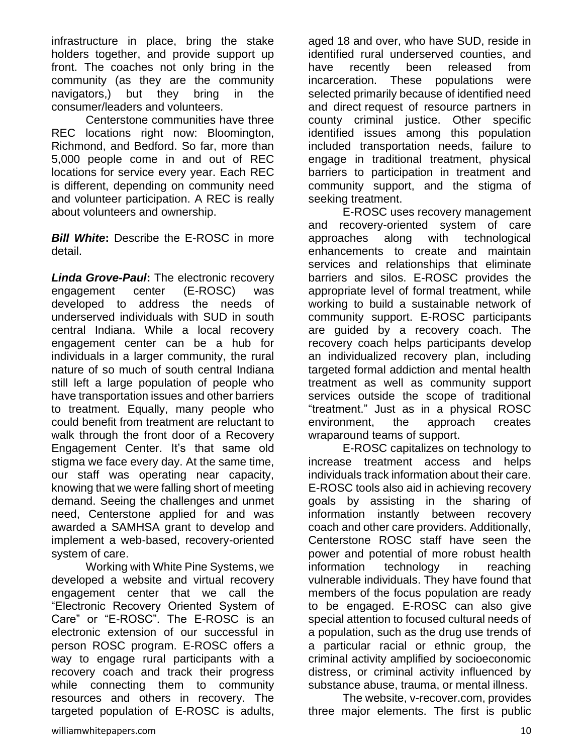infrastructure in place, bring the stake holders together, and provide support up front. The coaches not only bring in the community (as they are the community navigators,) but they bring in the consumer/leaders and volunteers.

Centerstone communities have three REC locations right now: Bloomington, Richmond, and Bedford. So far, more than 5,000 people come in and out of REC locations for service every year. Each REC is different, depending on community need and volunteer participation. A REC is really about volunteers and ownership.

***Bill White*:** Describe the E-ROSC in more detail.

***Linda Grove-Paul*:** The electronic recovery engagement center (E-ROSC) was developed to address the needs of underserved individuals with SUD in south central Indiana. While a local recovery engagement center can be a hub for individuals in a larger community, the rural nature of so much of south central Indiana still left a large population of people who have transportation issues and other barriers to treatment. Equally, many people who could benefit from treatment are reluctant to walk through the front door of a Recovery Engagement Center. It's that same old stigma we face every day. At the same time, our staff was operating near capacity, knowing that we were falling short of meeting demand. Seeing the challenges and unmet need, Centerstone applied for and was awarded a SAMHSA grant to develop and implement a web-based, recovery-oriented system of care.

Working with White Pine Systems, we developed a website and virtual recovery engagement center that we call the "Electronic Recovery Oriented System of Care" or "E-ROSC". The E-ROSC is an electronic extension of our successful in person ROSC program. E-ROSC offers a way to engage rural participants with a recovery coach and track their progress while connecting them to community resources and others in recovery. The targeted population of E-ROSC is adults, aged 18 and over, who have SUD, reside in identified rural underserved counties, and have recently been released from incarceration. These populations were selected primarily because of identified need and direct request of resource partners in county criminal justice. Other specific identified issues among this population included transportation needs, failure to engage in traditional treatment, physical barriers to participation in treatment and community support, and the stigma of seeking treatment.

E-ROSC uses recovery management and recovery-oriented system of care approaches along with technological enhancements to create and maintain services and relationships that eliminate barriers and silos. E-ROSC provides the appropriate level of formal treatment, while working to build a sustainable network of community support. E-ROSC participants are guided by a recovery coach. The recovery coach helps participants develop an individualized recovery plan, including targeted formal addiction and mental health treatment as well as community support services outside the scope of traditional "treatment." Just as in a physical ROSC environment, the approach creates wraparound teams of support.

E-ROSC capitalizes on technology to increase treatment access and helps individuals track information about their care. E-ROSC tools also aid in achieving recovery goals by assisting in the sharing of information instantly between recovery coach and other care providers. Additionally, Centerstone ROSC staff have seen the power and potential of more robust health information technology in reaching vulnerable individuals. They have found that members of the focus population are ready to be engaged. E-ROSC can also give special attention to focused cultural needs of a population, such as the drug use trends of a particular racial or ethnic group, the criminal activity amplified by socioeconomic distress, or criminal activity influenced by substance abuse, trauma, or mental illness.

The website, v-recover.com, provides three major elements. The first is public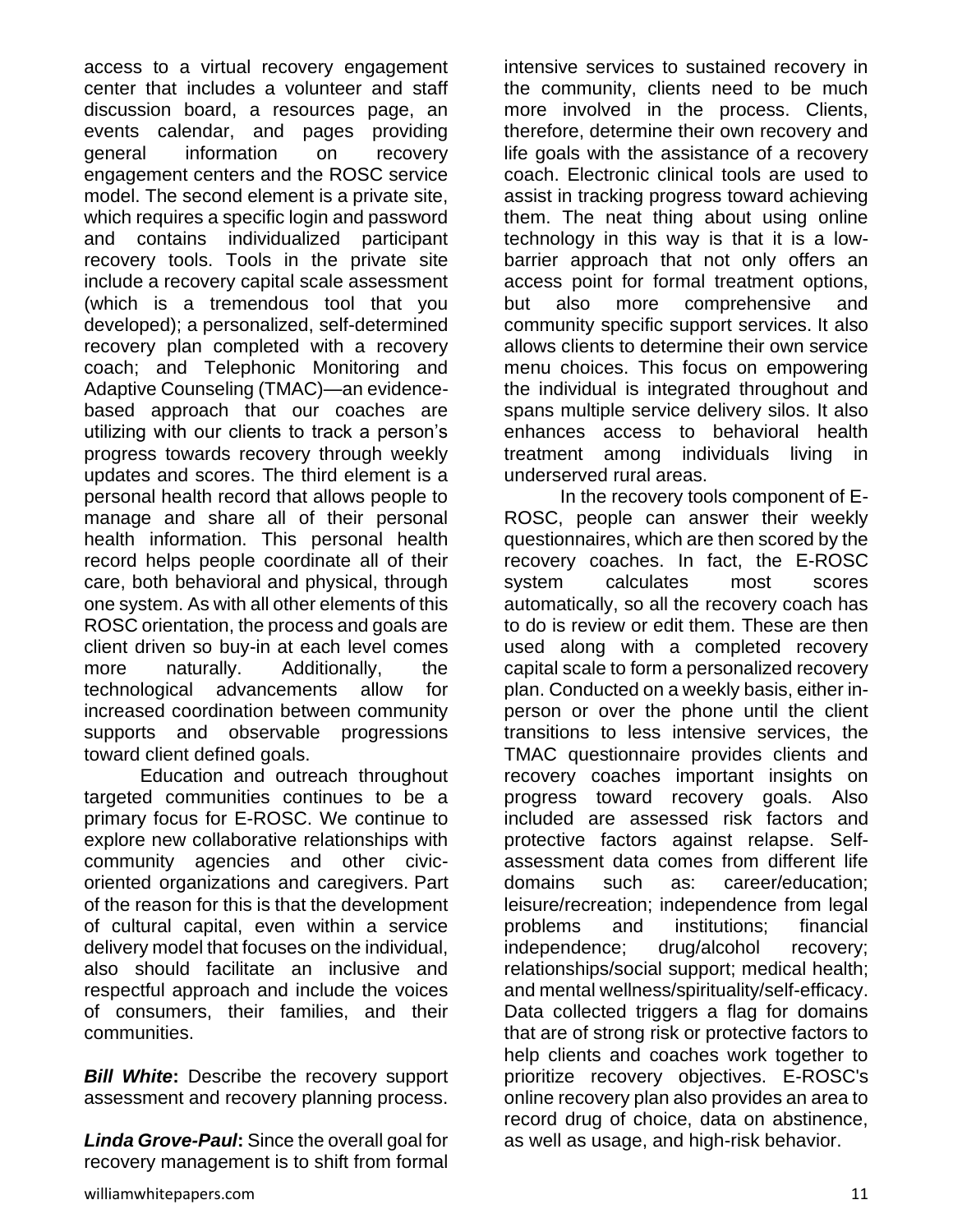access to a virtual recovery engagement center that includes a volunteer and staff discussion board, a resources page, an events calendar, and pages providing general information on recovery engagement centers and the ROSC service model. The second element is a private site, which requires a specific login and password and contains individualized participant recovery tools. Tools in the private site include a recovery capital scale assessment (which is a tremendous tool that you developed); a personalized, self-determined recovery plan completed with a recovery coach; and Telephonic Monitoring and Adaptive Counseling (TMAC)—an evidence-based approach that our coaches are utilizing with our clients to track a person's progress towards recovery through weekly updates and scores. The third element is a personal health record that allows people to manage and share all of their personal health information. This personal health record helps people coordinate all of their care, both behavioral and physical, through one system. As with all other elements of this ROSC orientation, the process and goals are client driven so buy-in at each level comes more naturally. Additionally, the technological advancements allow for increased coordination between community supports and observable progressions toward client defined goals.

Education and outreach throughout targeted communities continues to be a primary focus for E-ROSC. We continue to explore new collaborative relationships with community agencies and other civic-oriented organizations and caregivers. Part of the reason for this is that the development of cultural capital, even within a service delivery model that focuses on the individual, also should facilitate an inclusive and respectful approach and include the voices of consumers, their families, and their communities.

***Bill White*:** Describe the recovery support assessment and recovery planning process.

***Linda Grove-Paul*:** Since the overall goal for recovery management is to shift from formal intensive services to sustained recovery in the community, clients need to be much more involved in the process. Clients, therefore, determine their own recovery and life goals with the assistance of a recovery coach. Electronic clinical tools are used to assist in tracking progress toward achieving them. The neat thing about using online technology in this way is that it is a low-barrier approach that not only offers an access point for formal treatment options, but also more comprehensive and community specific support services. It also allows clients to determine their own service menu choices. This focus on empowering the individual is integrated throughout and spans multiple service delivery silos. It also enhances access to behavioral health treatment among individuals living in underserved rural areas.

In the recovery tools component of E-ROSC, people can answer their weekly questionnaires, which are then scored by the recovery coaches. In fact, the E-ROSC system calculates most scores automatically, so all the recovery coach has to do is review or edit them. These are then used along with a completed recovery capital scale to form a personalized recovery plan. Conducted on a weekly basis, either in-person or over the phone until the client transitions to less intensive services, the TMAC questionnaire provides clients and recovery coaches important insights on progress toward recovery goals. Also included are assessed risk factors and protective factors against relapse. Self-assessment data comes from different life domains such as: career/education; leisure/recreation; independence from legal problems and institutions; financial independence; drug/alcohol recovery; relationships/social support; medical health; and mental wellness/spirituality/self-efficacy. Data collected triggers a flag for domains that are of strong risk or protective factors to help clients and coaches work together to prioritize recovery objectives. E-ROSC's online recovery plan also provides an area to record drug of choice, data on abstinence, as well as usage, and high-risk behavior.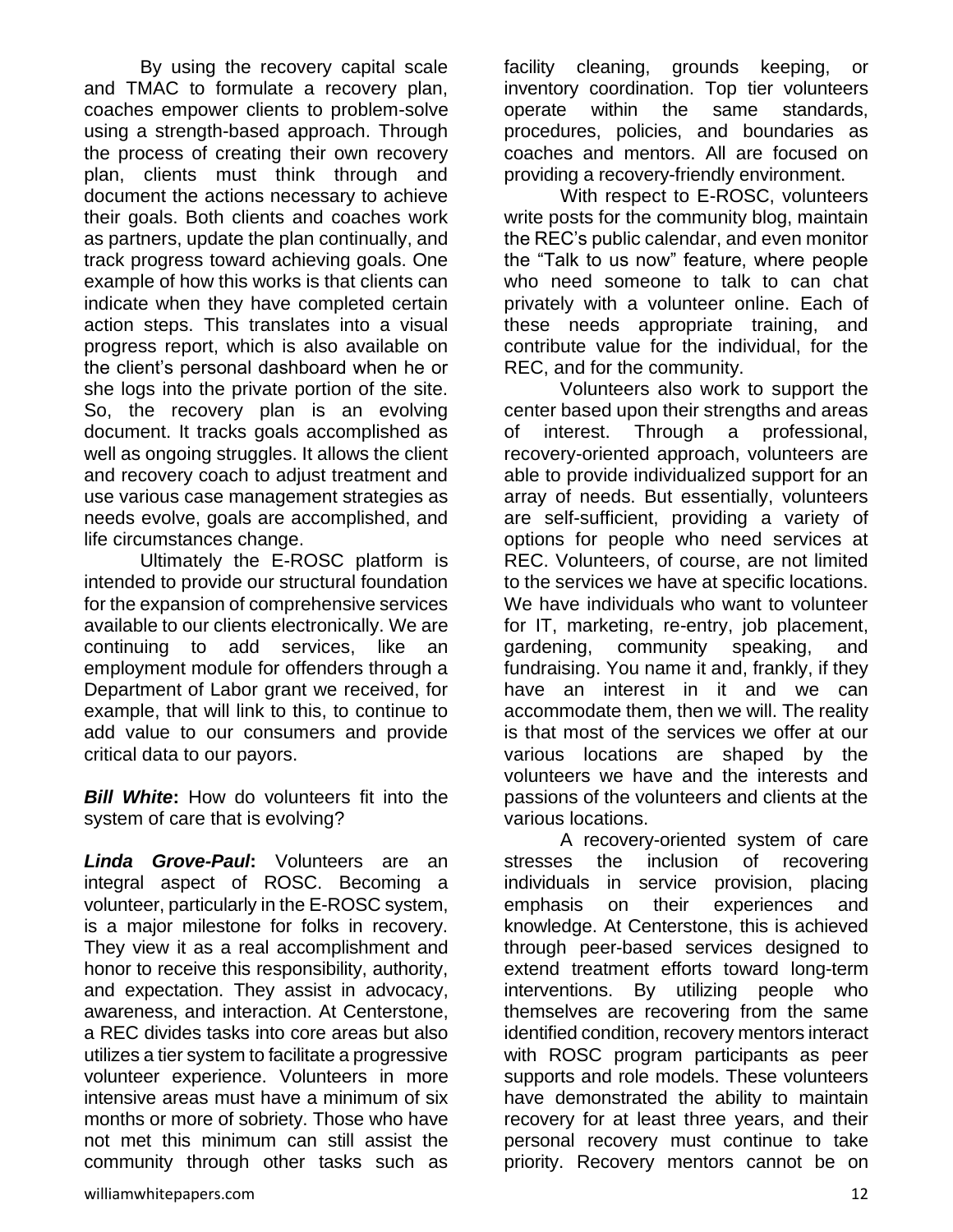By using the recovery capital scale and TMAC to formulate a recovery plan, coaches empower clients to problem-solve using a strength-based approach. Through the process of creating their own recovery plan, clients must think through and document the actions necessary to achieve their goals. Both clients and coaches work as partners, update the plan continually, and track progress toward achieving goals. One example of how this works is that clients can indicate when they have completed certain action steps. This translates into a visual progress report, which is also available on the client's personal dashboard when he or she logs into the private portion of the site. So, the recovery plan is an evolving document. It tracks goals accomplished as well as ongoing struggles. It allows the client and recovery coach to adjust treatment and use various case management strategies as needs evolve, goals are accomplished, and life circumstances change.

Ultimately the E-ROSC platform is intended to provide our structural foundation for the expansion of comprehensive services available to our clients electronically. We are continuing to add services, like an employment module for offenders through a Department of Labor grant we received, for example, that will link to this, to continue to add value to our consumers and provide critical data to our payors.

***Bill White*:** How do volunteers fit into the system of care that is evolving?

***Linda Grove-Paul*:** Volunteers are an integral aspect of ROSC. Becoming a volunteer, particularly in the E-ROSC system, is a major milestone for folks in recovery. They view it as a real accomplishment and honor to receive this responsibility, authority, and expectation. They assist in advocacy, awareness, and interaction. At Centerstone, a REC divides tasks into core areas but also utilizes a tier system to facilitate a progressive volunteer experience. Volunteers in more intensive areas must have a minimum of six months or more of sobriety. Those who have not met this minimum can still assist the community through other tasks such as facility cleaning, grounds keeping, or inventory coordination. Top tier volunteers operate within the same standards, procedures, policies, and boundaries as coaches and mentors. All are focused on providing a recovery-friendly environment.

With respect to E-ROSC, volunteers write posts for the community blog, maintain the REC's public calendar, and even monitor the "Talk to us now" feature, where people who need someone to talk to can chat privately with a volunteer online. Each of these needs appropriate training, and contribute value for the individual, for the REC, and for the community.

Volunteers also work to support the center based upon their strengths and areas of interest. Through a professional, recovery-oriented approach, volunteers are able to provide individualized support for an array of needs. But essentially, volunteers are self-sufficient, providing a variety of options for people who need services at REC. Volunteers, of course, are not limited to the services we have at specific locations. We have individuals who want to volunteer for IT, marketing, re-entry, job placement, gardening, community speaking, and fundraising. You name it and, frankly, if they have an interest in it and we can accommodate them, then we will. The reality is that most of the services we offer at our various locations are shaped by the volunteers we have and the interests and passions of the volunteers and clients at the various locations.

A recovery-oriented system of care stresses the inclusion of recovering individuals in service provision, placing emphasis on their experiences and knowledge. At Centerstone, this is achieved through peer-based services designed to extend treatment efforts toward long-term interventions. By utilizing people who themselves are recovering from the same identified condition, recovery mentors interact with ROSC program participants as peer supports and role models. These volunteers have demonstrated the ability to maintain recovery for at least three years, and their personal recovery must continue to take priority. Recovery mentors cannot be on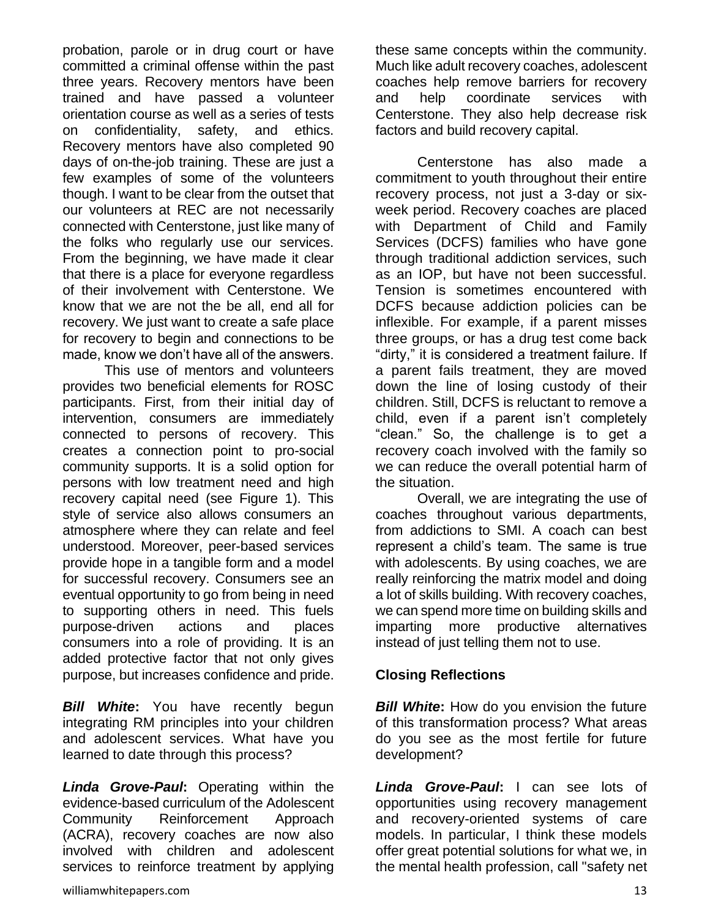probation, parole or in drug court or have committed a criminal offense within the past three years. Recovery mentors have been trained and have passed a volunteer orientation course as well as a series of tests on confidentiality, safety, and ethics. Recovery mentors have also completed 90 days of on-the-job training. These are just a few examples of some of the volunteers though. I want to be clear from the outset that our volunteers at REC are not necessarily connected with Centerstone, just like many of the folks who regularly use our services. From the beginning, we have made it clear that there is a place for everyone regardless of their involvement with Centerstone. We know that we are not the be all, end all for recovery. We just want to create a safe place for recovery to begin and connections to be made, know we don't have all of the answers.

This use of mentors and volunteers provides two beneficial elements for ROSC participants. First, from their initial day of intervention, consumers are immediately connected to persons of recovery. This creates a connection point to pro-social community supports. It is a solid option for persons with low treatment need and high recovery capital need (see Figure 1). This style of service also allows consumers an atmosphere where they can relate and feel understood. Moreover, peer-based services provide hope in a tangible form and a model for successful recovery. Consumers see an eventual opportunity to go from being in need to supporting others in need. This fuels purpose-driven actions and places consumers into a role of providing. It is an added protective factor that not only gives purpose, but increases confidence and pride.

***Bill White*:** You have recently begun integrating RM principles into your children and adolescent services. What have you learned to date through this process?

***Linda Grove-Paul*:** Operating within the evidence-based curriculum of the Adolescent Community Reinforcement Approach (ACRA), recovery coaches are now also involved with children and adolescent services to reinforce treatment by applying these same concepts within the community. Much like adult recovery coaches, adolescent coaches help remove barriers for recovery and help coordinate services with Centerstone. They also help decrease risk factors and build recovery capital.

Centerstone has also made a commitment to youth throughout their entire recovery process, not just a 3-day or six-week period. Recovery coaches are placed with Department of Child and Family Services (DCFS) families who have gone through traditional addiction services, such as an IOP, but have not been successful. Tension is sometimes encountered with DCFS because addiction policies can be inflexible. For example, if a parent misses three groups, or has a drug test come back "dirty," it is considered a treatment failure. If a parent fails treatment, they are moved down the line of losing custody of their children. Still, DCFS is reluctant to remove a child, even if a parent isn't completely "clean." So, the challenge is to get a recovery coach involved with the family so we can reduce the overall potential harm of the situation.

Overall, we are integrating the use of coaches throughout various departments, from addictions to SMI. A coach can best represent a child's team. The same is true with adolescents. By using coaches, we are really reinforcing the matrix model and doing a lot of skills building. With recovery coaches, we can spend more time on building skills and imparting more productive alternatives instead of just telling them not to use.

## Closing Reflections

***Bill White*:** How do you envision the future of this transformation process? What areas do you see as the most fertile for future development?

***Linda Grove-Paul*:** I can see lots of opportunities using recovery management and recovery-oriented systems of care models. In particular, I think these models offer great potential solutions for what we, in the mental health profession, call "safety net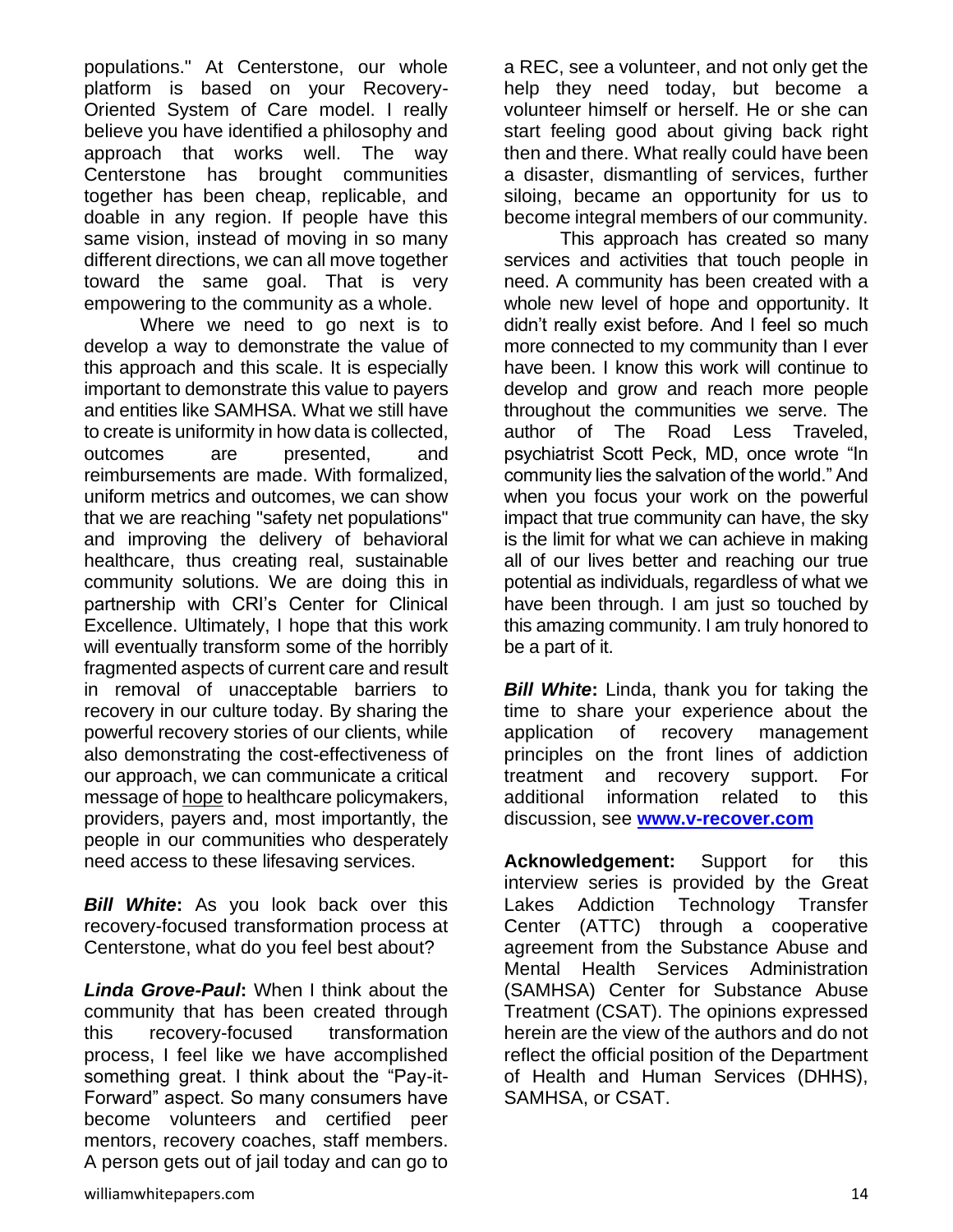populations." At Centerstone, our whole platform is based on your Recovery-Oriented System of Care model. I really believe you have identified a philosophy and approach that works well. The way Centerstone has brought communities together has been cheap, replicable, and doable in any region. If people have this same vision, instead of moving in so many different directions, we can all move together toward the same goal. That is very empowering to the community as a whole.

Where we need to go next is to develop a way to demonstrate the value of this approach and this scale. It is especially important to demonstrate this value to payers and entities like SAMHSA. What we still have to create is uniformity in how data is collected, outcomes are presented, and reimbursements are made. With formalized, uniform metrics and outcomes, we can show that we are reaching "safety net populations" and improving the delivery of behavioral healthcare, thus creating real, sustainable community solutions. We are doing this in partnership with CRI's Center for Clinical Excellence. Ultimately, I hope that this work will eventually transform some of the horribly fragmented aspects of current care and result in removal of unacceptable barriers to recovery in our culture today. By sharing the powerful recovery stories of our clients, while also demonstrating the cost-effectiveness of our approach, we can communicate a critical message of hope to healthcare policymakers, providers, payers and, most importantly, the people in our communities who desperately need access to these lifesaving services.

***Bill White*:** As you look back over this recovery-focused transformation process at Centerstone, what do you feel best about?

***Linda Grove-Paul*:** When I think about the community that has been created through this recovery-focused transformation process, I feel like we have accomplished something great. I think about the "Pay-it-Forward" aspect. So many consumers have become volunteers and certified peer mentors, recovery coaches, staff members. A person gets out of jail today and can go to a REC, see a volunteer, and not only get the help they need today, but become a volunteer himself or herself. He or she can start feeling good about giving back right then and there. What really could have been a disaster, dismantling of services, further siloing, became an opportunity for us to become integral members of our community.

This approach has created so many services and activities that touch people in need. A community has been created with a whole new level of hope and opportunity. It didn't really exist before. And I feel so much more connected to my community than I ever have been. I know this work will continue to develop and grow and reach more people throughout the communities we serve. The author of The Road Less Traveled, psychiatrist Scott Peck, MD, once wrote "In community lies the salvation of the world." And when you focus your work on the powerful impact that true community can have, the sky is the limit for what we can achieve in making all of our lives better and reaching our true potential as individuals, regardless of what we have been through. I am just so touched by this amazing community. I am truly honored to be a part of it.

***Bill White*:** Linda, thank you for taking the time to share your experience about the application of recovery management principles on the front lines of addiction treatment and recovery support. For additional information related to this discussion, see **www.v-recover.com**

**Acknowledgement:** Support for this interview series is provided by the Great Lakes Addiction Technology Transfer Center (ATTC) through a cooperative agreement from the Substance Abuse and Mental Health Services Administration (SAMHSA) Center for Substance Abuse Treatment (CSAT). The opinions expressed herein are the view of the authors and do not reflect the official position of the Department of Health and Human Services (DHHS), SAMHSA, or CSAT.